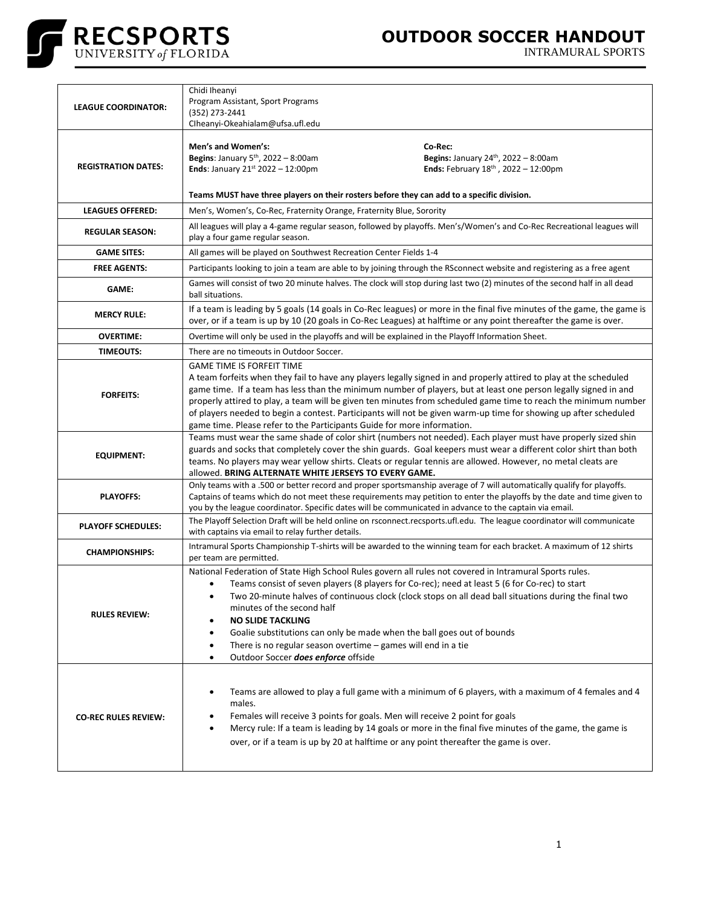# RECSPORTS UNIVERSITY of FLORIDA

# OUTDOOR SOCCER HANDOUT

INTRAMURAL SPORTS

| | |
|---|---|
| **LEAGUE COORDINATOR:** | Chidi Iheanyi<br>Program Assistant, Sport Programs<br>(352) 273-2441<br>CIheanyi-Okeahialam@ufsa.ufl.edu |
| **REGISTRATION DATES:** | **Men's and Women's:**<br>**Begins**: January 5th, 2022 – 8:00am<br>**Ends**: January 21st 2022 – 12:00pm<br><br>**Co-Rec:**<br>**Begins:** January 24th, 2022 – 8:00am<br>**Ends:** February 18th , 2022 – 12:00pm<br><br>**Teams MUST have three players on their rosters before they can add to a specific division.** |
| **LEAGUES OFFERED:** | Men's, Women's, Co-Rec, Fraternity Orange, Fraternity Blue, Sorority |
| **REGULAR SEASON:** | All leagues will play a 4-game regular season, followed by playoffs. Men's/Women's and Co-Rec Recreational leagues will play a four game regular season. |
| **GAME SITES:** | All games will be played on Southwest Recreation Center Fields 1-4 |
| **FREE AGENTS:** | Participants looking to join a team are able to by joining through the RSconnect website and registering as a free agent |
| **GAME:** | Games will consist of two 20 minute halves. The clock will stop during last two (2) minutes of the second half in all dead ball situations. |
| **MERCY RULE:** | If a team is leading by 5 goals (14 goals in Co-Rec leagues) or more in the final five minutes of the game, the game is over, or if a team is up by 10 (20 goals in Co-Rec Leagues) at halftime or any point thereafter the game is over. |
| **OVERTIME:** | Overtime will only be used in the playoffs and will be explained in the Playoff Information Sheet. |
| **TIMEOUTS:** | There are no timeouts in Outdoor Soccer. |
| **FORFEITS:** | GAME TIME IS FORFEIT TIME<br>A team forfeits when they fail to have any players legally signed in and properly attired to play at the scheduled game time. If a team has less than the minimum number of players, but at least one person legally signed in and properly attired to play, a team will be given ten minutes from scheduled game time to reach the minimum number of players needed to begin a contest. Participants will not be given warm-up time for showing up after scheduled game time. Please refer to the Participants Guide for more information. |
| **EQUIPMENT:** | Teams must wear the same shade of color shirt (numbers not needed). Each player must have properly sized shin guards and socks that completely cover the shin guards. Goal keepers must wear a different color shirt than both teams. No players may wear yellow shirts. Cleats or regular tennis are allowed. However, no metal cleats are allowed. **BRING ALTERNATE WHITE JERSEYS TO EVERY GAME.** |
| **PLAYOFFS:** | Only teams with a .500 or better record and proper sportsmanship average of 7 will automatically qualify for playoffs. Captains of teams which do not meet these requirements may petition to enter the playoffs by the date and time given to you by the league coordinator. Specific dates will be communicated in advance to the captain via email. |
| **PLAYOFF SCHEDULES:** | The Playoff Selection Draft will be held online on rsconnect.recsports.ufl.edu. The league coordinator will communicate with captains via email to relay further details. |
| **CHAMPIONSHIPS:** | Intramural Sports Championship T-shirts will be awarded to the winning team for each bracket. A maximum of 12 shirts per team are permitted. |
| **RULES REVIEW:** | National Federation of State High School Rules govern all rules not covered in Intramural Sports rules.<br>• Teams consist of seven players (8 players for Co-rec); need at least 5 (6 for Co-rec) to start<br>• Two 20-minute halves of continuous clock (clock stops on all dead ball situations during the final two minutes of the second half<br>• **NO SLIDE TACKLING**<br>• Goalie substitutions can only be made when the ball goes out of bounds<br>• There is no regular season overtime – games will end in a tie<br>• Outdoor Soccer ***does enforce*** offside |
| **CO-REC RULES REVIEW:** | • Teams are allowed to play a full game with a minimum of 6 players, with a maximum of 4 females and 4 males.<br>• Females will receive 3 points for goals. Men will receive 2 point for goals<br>• Mercy rule: If a team is leading by 14 goals or more in the final five minutes of the game, the game is over, or if a team is up by 20 at halftime or any point thereafter the game is over. |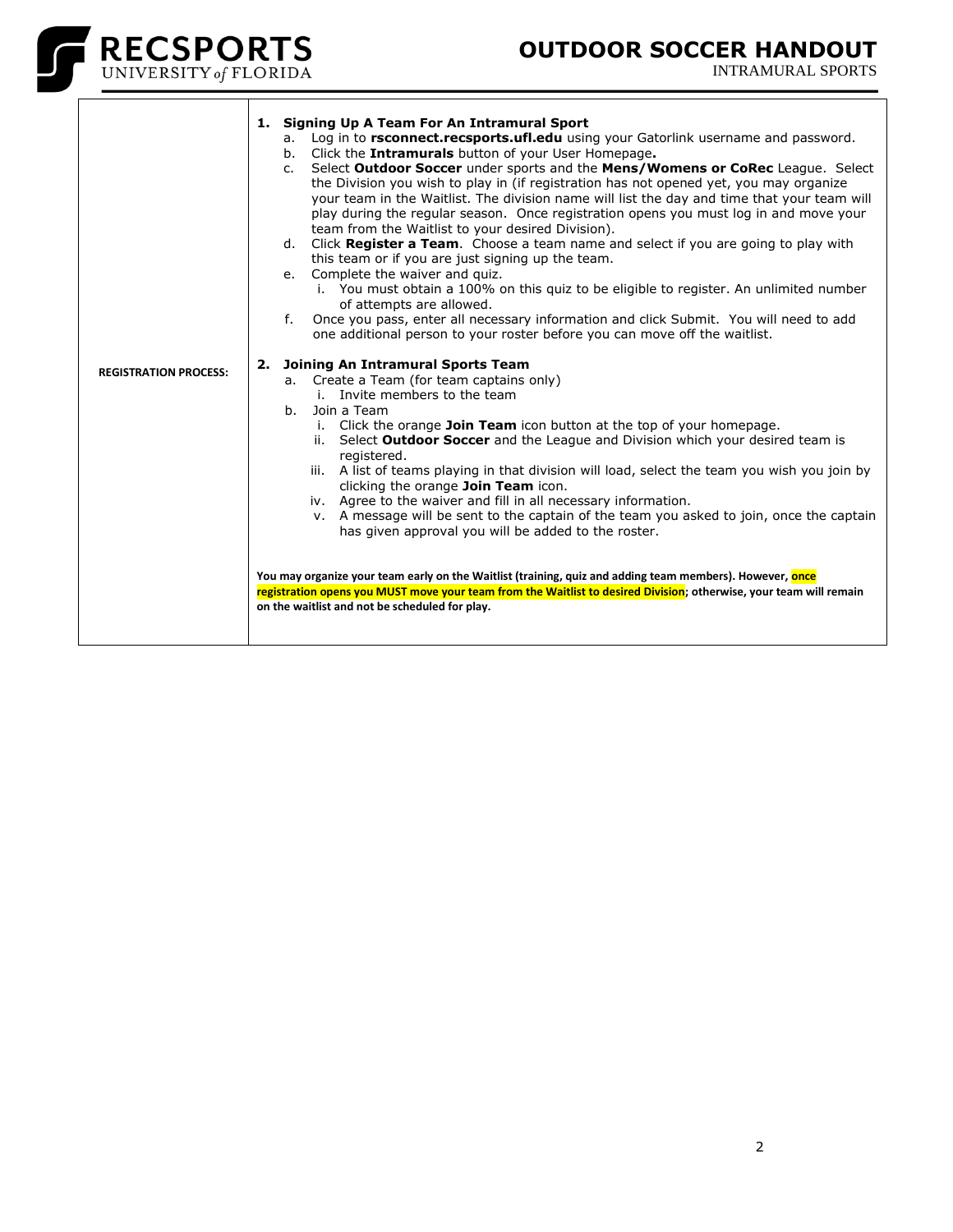| | |
|---|---|
| **REGISTRATION PROCESS:** | **1. Signing Up A Team For An Intramural Sport**<br>a. Log in to **rsconnect.recsports.ufl.edu** using your Gatorlink username and password.<br>b. Click the **Intramurals** button of your User Homepage**.**<br>c. Select **Outdoor Soccer** under sports and the **Mens/Womens or CoRec** League. Select the Division you wish to play in (if registration has not opened yet, you may organize your team in the Waitlist. The division name will list the day and time that your team will play during the regular season. Once registration opens you must log in and move your team from the Waitlist to your desired Division).<br>d. Click **Register a Team**. Choose a team name and select if you are going to play with this team or if you are just signing up the team.<br>e. Complete the waiver and quiz.<br>i. You must obtain a 100% on this quiz to be eligible to register. An unlimited number of attempts are allowed.<br>f. Once you pass, enter all necessary information and click Submit. You will need to add one additional person to your roster before you can move off the waitlist.<br><br>**2. Joining An Intramural Sports Team**<br>a. Create a Team (for team captains only)<br>i. Invite members to the team<br>b. Join a Team<br>i. Click the orange **Join Team** icon button at the top of your homepage.<br>ii. Select **Outdoor Soccer** and the League and Division which your desired team is registered.<br>iii. A list of teams playing in that division will load, select the team you wish you join by clicking the orange **Join Team** icon.<br>iv. Agree to the waiver and fill in all necessary information.<br>v. A message will be sent to the captain of the team you asked to join, once the captain has given approval you will be added to the roster.<br><br>**You may organize your team early on the Waitlist (training, quiz and adding team members). However, once registration opens you MUST move your team from the Waitlist to desired Division; otherwise, your team will remain on the waitlist and not be scheduled for play.** |